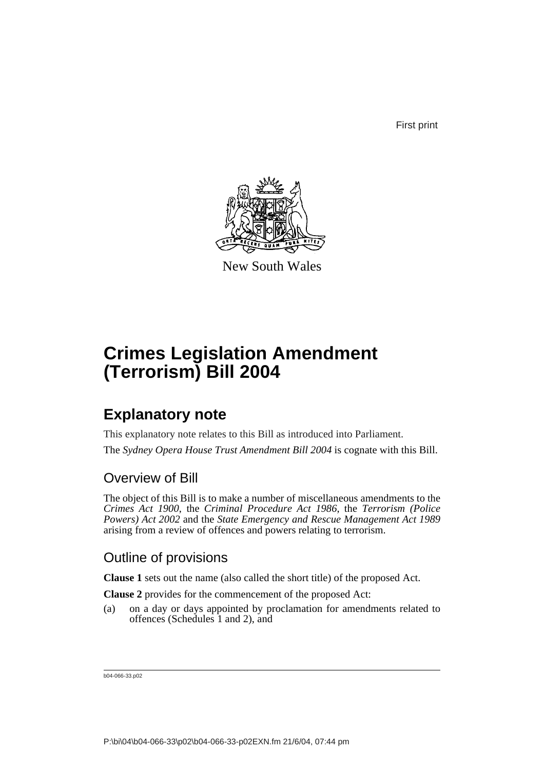First print

New South Wales

# Crimes Legislation Amendment (Terrorism) Bill 2004

## Explanatory note

This explanatory note relates to this Bill as introduced into Parliament.

The *Sydney Opera House Trust Amendment Bill 2004* is cognate with this Bill.

### Overview of Bill

The object of this Bill is to make a number of miscellaneous amendments to the *Crimes Act 1900*, the *Criminal Procedure Act 1986*, the *Terrorism (Police Powers) Act 2002* and the *State Emergency and Rescue Management Act 1989* arising from a review of offences and powers relating to terrorism.

### Outline of provisions

**Clause 1** sets out the name (also called the short title) of the proposed Act.

**Clause 2** provides for the commencement of the proposed Act:

(a) on a day or days appointed by proclamation for amendments related to offences (Schedules 1 and 2), and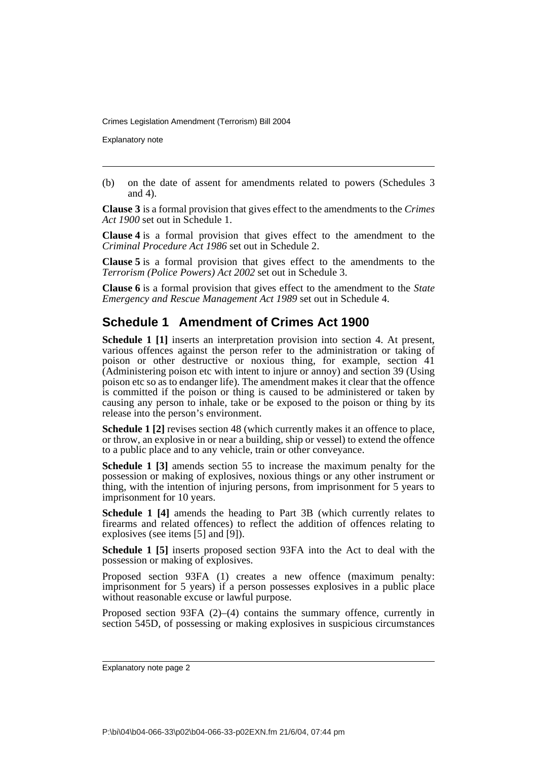(b) on the date of assent for amendments related to powers (Schedules 3 and 4).

**Clause 3** is a formal provision that gives effect to the amendments to the *Crimes Act 1900* set out in Schedule 1.

**Clause 4** is a formal provision that gives effect to the amendment to the *Criminal Procedure Act 1986* set out in Schedule 2.

**Clause 5** is a formal provision that gives effect to the amendments to the *Terrorism (Police Powers) Act 2002* set out in Schedule 3.

**Clause 6** is a formal provision that gives effect to the amendment to the *State Emergency and Rescue Management Act 1989* set out in Schedule 4.

## Schedule 1 Amendment of Crimes Act 1900

**Schedule 1 [1]** inserts an interpretation provision into section 4. At present, various offences against the person refer to the administration or taking of poison or other destructive or noxious thing, for example, section 41 (Administering poison etc with intent to injure or annoy) and section 39 (Using poison etc so as to endanger life). The amendment makes it clear that the offence is committed if the poison or thing is caused to be administered or taken by causing any person to inhale, take or be exposed to the poison or thing by its release into the person's environment.

**Schedule 1 [2]** revises section 48 (which currently makes it an offence to place, or throw, an explosive in or near a building, ship or vessel) to extend the offence to a public place and to any vehicle, train or other conveyance.

**Schedule 1 [3]** amends section 55 to increase the maximum penalty for the possession or making of explosives, noxious things or any other instrument or thing, with the intention of injuring persons, from imprisonment for 5 years to imprisonment for 10 years.

**Schedule 1 [4]** amends the heading to Part 3B (which currently relates to firearms and related offences) to reflect the addition of offences relating to explosives (see items [5] and [9]).

**Schedule 1 [5]** inserts proposed section 93FA into the Act to deal with the possession or making of explosives.

Proposed section 93FA (1) creates a new offence (maximum penalty: imprisonment for 5 years) if a person possesses explosives in a public place without reasonable excuse or lawful purpose.

Proposed section 93FA (2)–(4) contains the summary offence, currently in section 545D, of possessing or making explosives in suspicious circumstances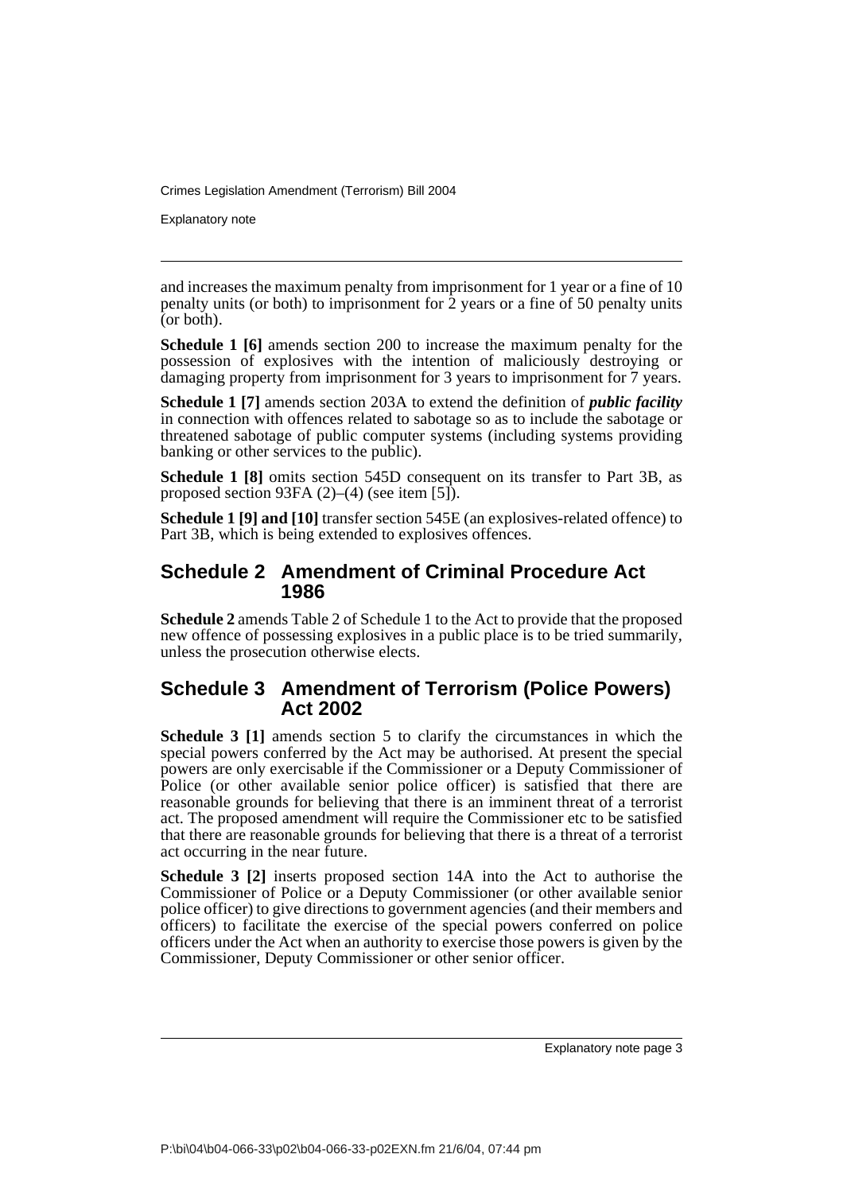and increases the maximum penalty from imprisonment for 1 year or a fine of 10 penalty units (or both) to imprisonment for 2 years or a fine of 50 penalty units (or both).

**Schedule 1 [6]** amends section 200 to increase the maximum penalty for the possession of explosives with the intention of maliciously destroying or damaging property from imprisonment for 3 years to imprisonment for 7 years.

**Schedule 1 [7]** amends section 203A to extend the definition of ***public facility*** in connection with offences related to sabotage so as to include the sabotage or threatened sabotage of public computer systems (including systems providing banking or other services to the public).

**Schedule 1 [8]** omits section 545D consequent on its transfer to Part 3B, as proposed section 93FA (2)–(4) (see item [5]).

**Schedule 1 [9] and [10]** transfer section 545E (an explosives-related offence) to Part 3B, which is being extended to explosives offences.

## Schedule 2 Amendment of Criminal Procedure Act 1986

**Schedule 2** amends Table 2 of Schedule 1 to the Act to provide that the proposed new offence of possessing explosives in a public place is to be tried summarily, unless the prosecution otherwise elects.

## Schedule 3 Amendment of Terrorism (Police Powers) Act 2002

**Schedule 3 [1]** amends section 5 to clarify the circumstances in which the special powers conferred by the Act may be authorised. At present the special powers are only exercisable if the Commissioner or a Deputy Commissioner of Police (or other available senior police officer) is satisfied that there are reasonable grounds for believing that there is an imminent threat of a terrorist act. The proposed amendment will require the Commissioner etc to be satisfied that there are reasonable grounds for believing that there is a threat of a terrorist act occurring in the near future.

**Schedule 3 [2]** inserts proposed section 14A into the Act to authorise the Commissioner of Police or a Deputy Commissioner (or other available senior police officer) to give directions to government agencies (and their members and officers) to facilitate the exercise of the special powers conferred on police officers under the Act when an authority to exercise those powers is given by the Commissioner, Deputy Commissioner or other senior officer.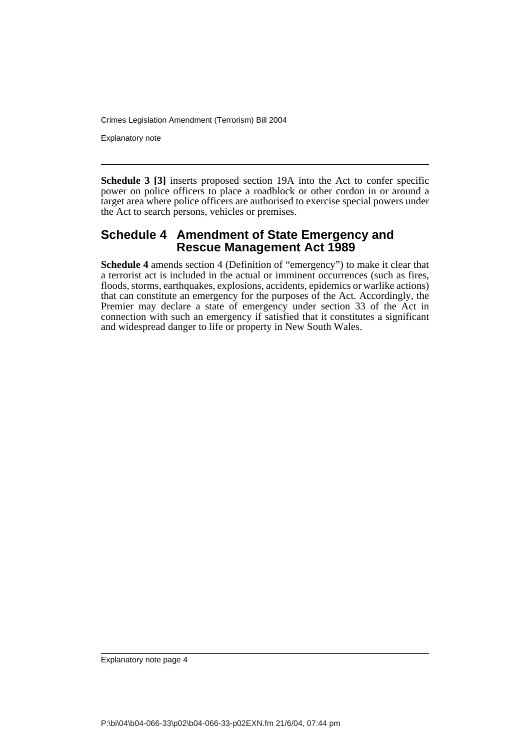**Schedule 3 [3]** inserts proposed section 19A into the Act to confer specific power on police officers to place a roadblock or other cordon in or around a target area where police officers are authorised to exercise special powers under the Act to search persons, vehicles or premises.

## Schedule 4 Amendment of State Emergency and Rescue Management Act 1989

**Schedule 4** amends section 4 (Definition of "emergency") to make it clear that a terrorist act is included in the actual or imminent occurrences (such as fires, floods, storms, earthquakes, explosions, accidents, epidemics or warlike actions) that can constitute an emergency for the purposes of the Act. Accordingly, the Premier may declare a state of emergency under section 33 of the Act in connection with such an emergency if satisfied that it constitutes a significant and widespread danger to life or property in New South Wales.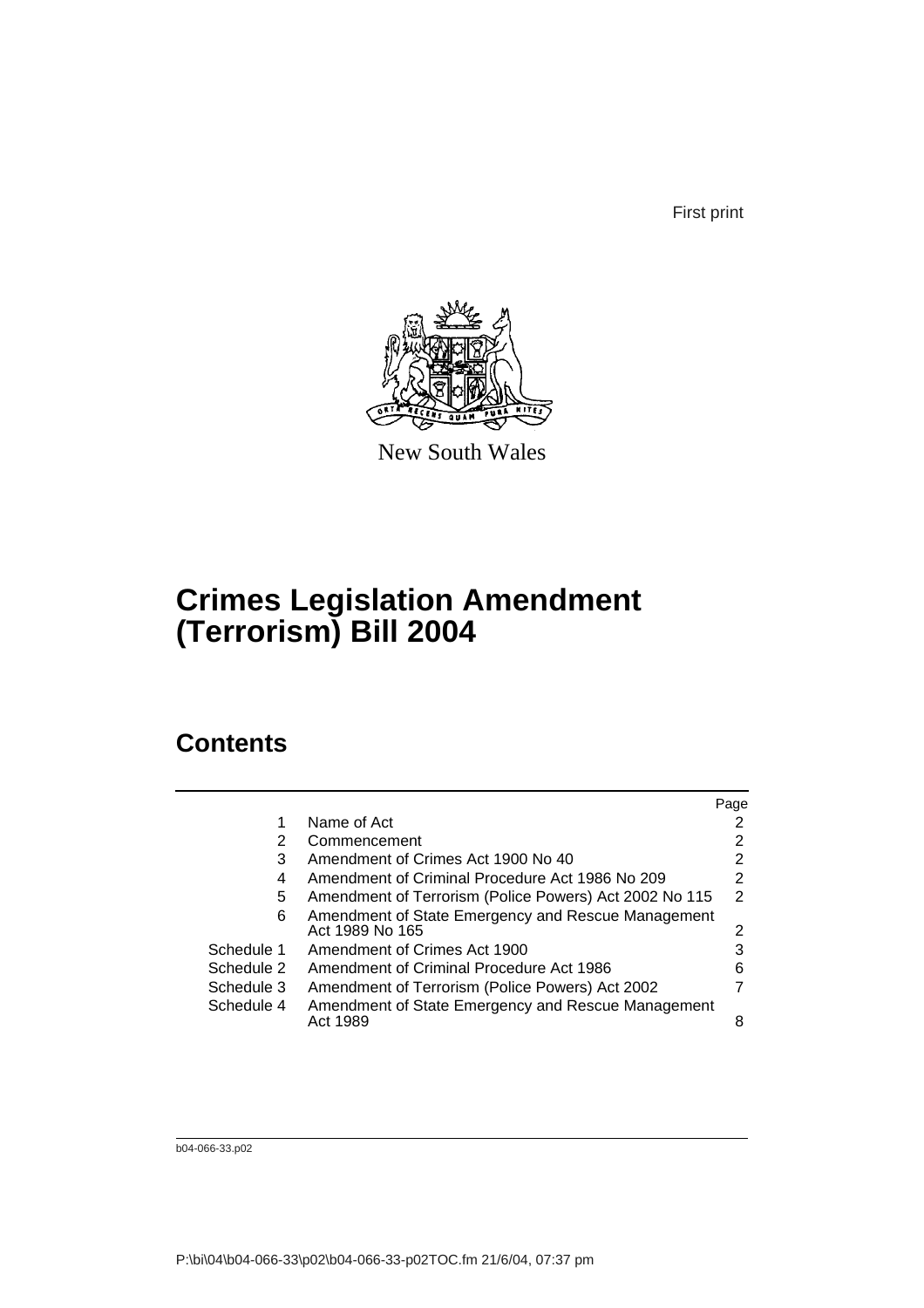First print

New South Wales

# Crimes Legislation Amendment (Terrorism) Bill 2004

## Contents

| | | Page |
|---|---|---|
| 1 | Name of Act | 2 |
| 2 | Commencement | 2 |
| 3 | Amendment of Crimes Act 1900 No 40 | 2 |
| 4 | Amendment of Criminal Procedure Act 1986 No 209 | 2 |
| 5 | Amendment of Terrorism (Police Powers) Act 2002 No 115 | 2 |
| 6 | Amendment of State Emergency and Rescue Management Act 1989 No 165 | 2 |
| Schedule 1 | Amendment of Crimes Act 1900 | 3 |
| Schedule 2 | Amendment of Criminal Procedure Act 1986 | 6 |
| Schedule 3 | Amendment of Terrorism (Police Powers) Act 2002 | 7 |
| Schedule 4 | Amendment of State Emergency and Rescue Management Act 1989 | 8 |

b04-066-33.p02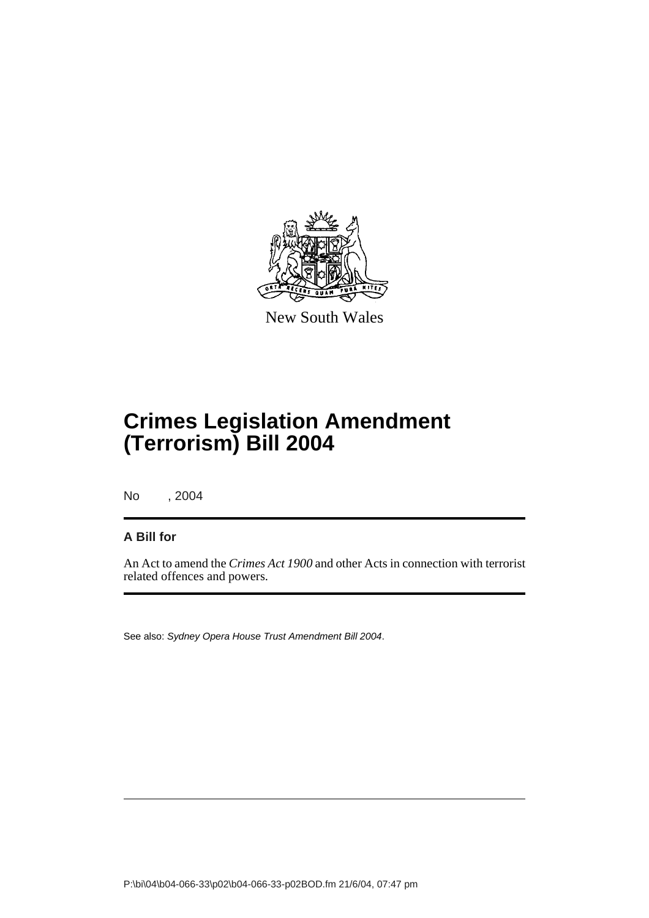New South Wales

# Crimes Legislation Amendment (Terrorism) Bill 2004

No , 2004

**A Bill for**

An Act to amend the *Crimes Act 1900* and other Acts in connection with terrorist related offences and powers.

See also: *Sydney Opera House Trust Amendment Bill 2004*.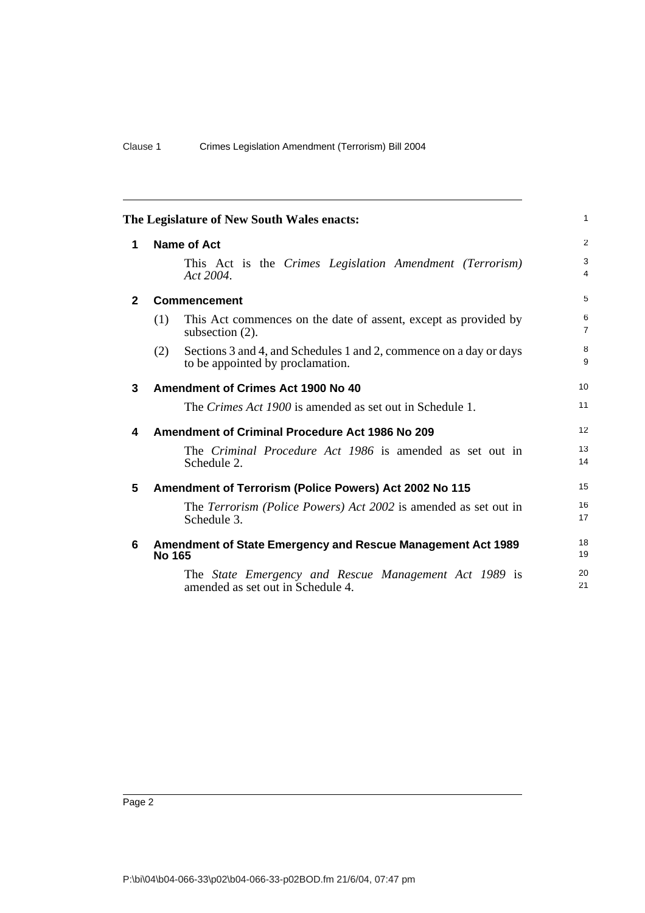The Legislature of New South Wales enacts:

## 1 Name of Act

This Act is the *Crimes Legislation Amendment (Terrorism) Act 2004*.

## 2 Commencement

(1) This Act commences on the date of assent, except as provided by subsection (2).

(2) Sections 3 and 4, and Schedules 1 and 2, commence on a day or days to be appointed by proclamation.

## 3 Amendment of Crimes Act 1900 No 40

The *Crimes Act 1900* is amended as set out in Schedule 1.

## 4 Amendment of Criminal Procedure Act 1986 No 209

The *Criminal Procedure Act 1986* is amended as set out in Schedule 2.

## 5 Amendment of Terrorism (Police Powers) Act 2002 No 115

The *Terrorism (Police Powers) Act 2002* is amended as set out in Schedule 3.

## 6 Amendment of State Emergency and Rescue Management Act 1989 No 165

The *State Emergency and Rescue Management Act 1989* is amended as set out in Schedule 4.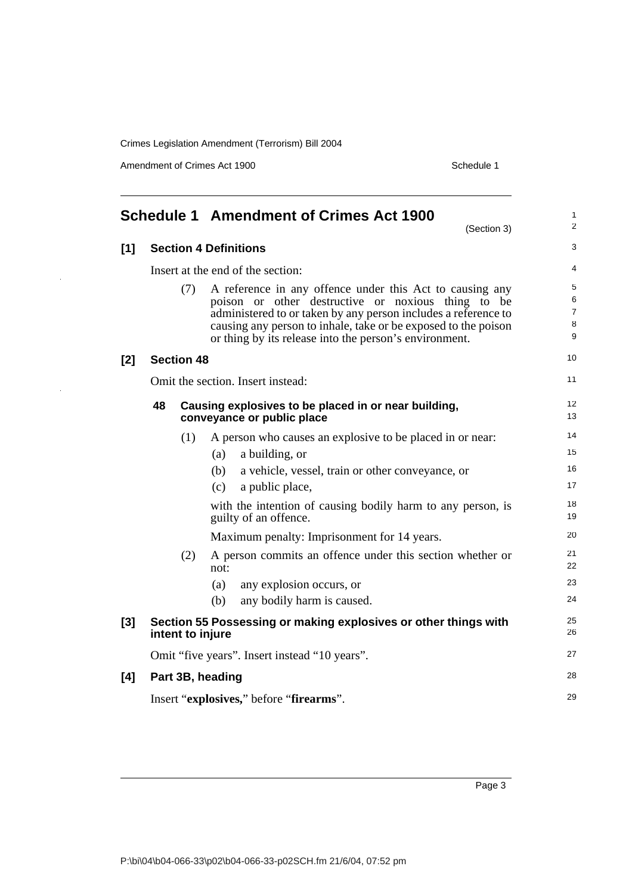## Schedule 1 Amendment of Crimes Act 1900

(Section 3)

**[1] Section 4 Definitions**

Insert at the end of the section:

(7) A reference in any offence under this Act to causing any poison or other destructive or noxious thing to be administered to or taken by any person includes a reference to causing any person to inhale, take or be exposed to the poison or thing by its release into the person's environment.

**[2] Section 48**

Omit the section. Insert instead:

**48 Causing explosives to be placed in or near building, conveyance or public place**

(1) A person who causes an explosive to be placed in or near:

(a) a building, or

(b) a vehicle, vessel, train or other conveyance, or

(c) a public place,

with the intention of causing bodily harm to any person, is guilty of an offence.

Maximum penalty: Imprisonment for 14 years.

(2) A person commits an offence under this section whether or not:

(a) any explosion occurs, or

(b) any bodily harm is caused.

**[3] Section 55 Possessing or making explosives or other things with intent to injure**

Omit "five years". Insert instead "10 years".

**[4] Part 3B, heading**

Insert "**explosives,**" before "**firearms**".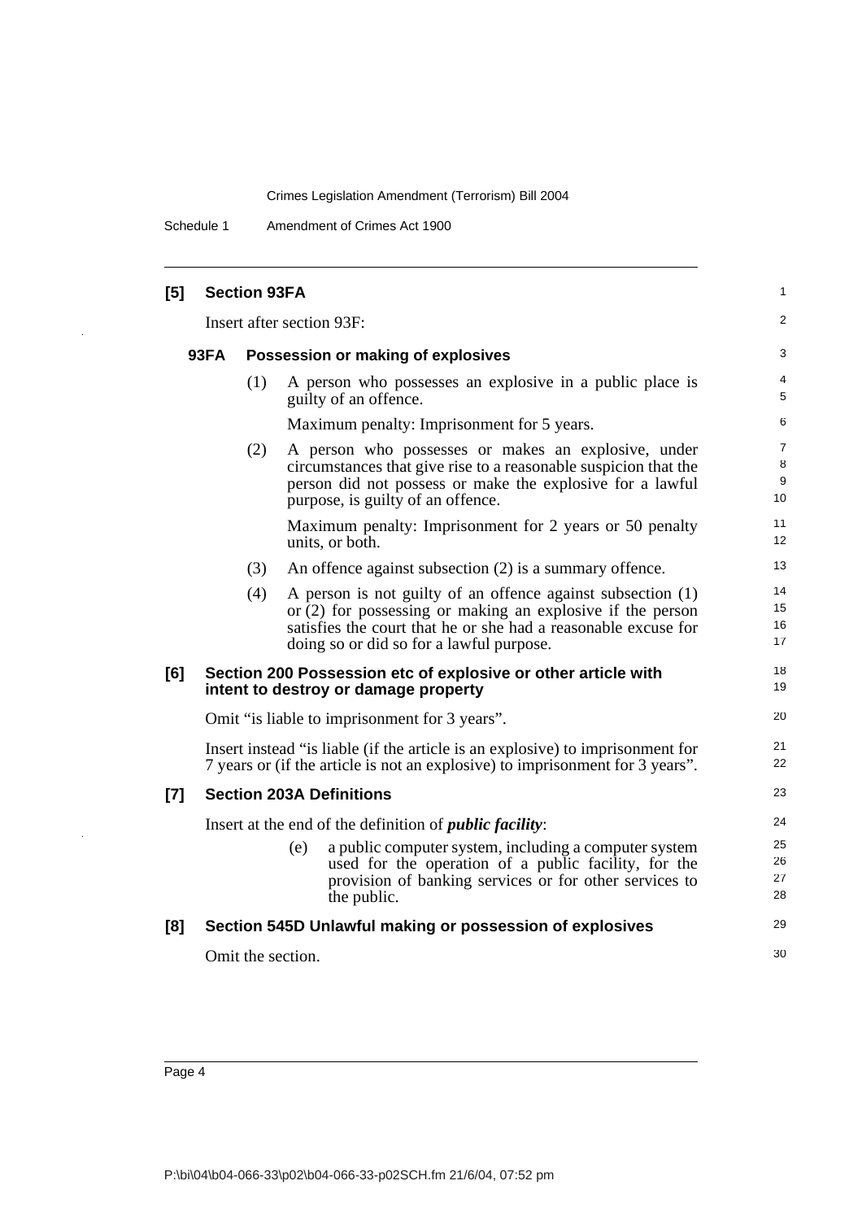**[5] Section 93FA**

Insert after section 93F:

**93FA Possession or making of explosives**

(1) A person who possesses an explosive in a public place is guilty of an offence.

Maximum penalty: Imprisonment for 5 years.

(2) A person who possesses or makes an explosive, under circumstances that give rise to a reasonable suspicion that the person did not possess or make the explosive for a lawful purpose, is guilty of an offence.

Maximum penalty: Imprisonment for 2 years or 50 penalty units, or both.

(3) An offence against subsection (2) is a summary offence.

(4) A person is not guilty of an offence against subsection (1) or (2) for possessing or making an explosive if the person satisfies the court that he or she had a reasonable excuse for doing so or did so for a lawful purpose.

**[6] Section 200 Possession etc of explosive or other article with intent to destroy or damage property**

Omit "is liable to imprisonment for 3 years".

Insert instead "is liable (if the article is an explosive) to imprisonment for 7 years or (if the article is not an explosive) to imprisonment for 3 years".

**[7] Section 203A Definitions**

Insert at the end of the definition of ***public facility***:

(e) a public computer system, including a computer system used for the operation of a public facility, for the provision of banking services or for other services to the public.

**[8] Section 545D Unlawful making or possession of explosives**

Omit the section.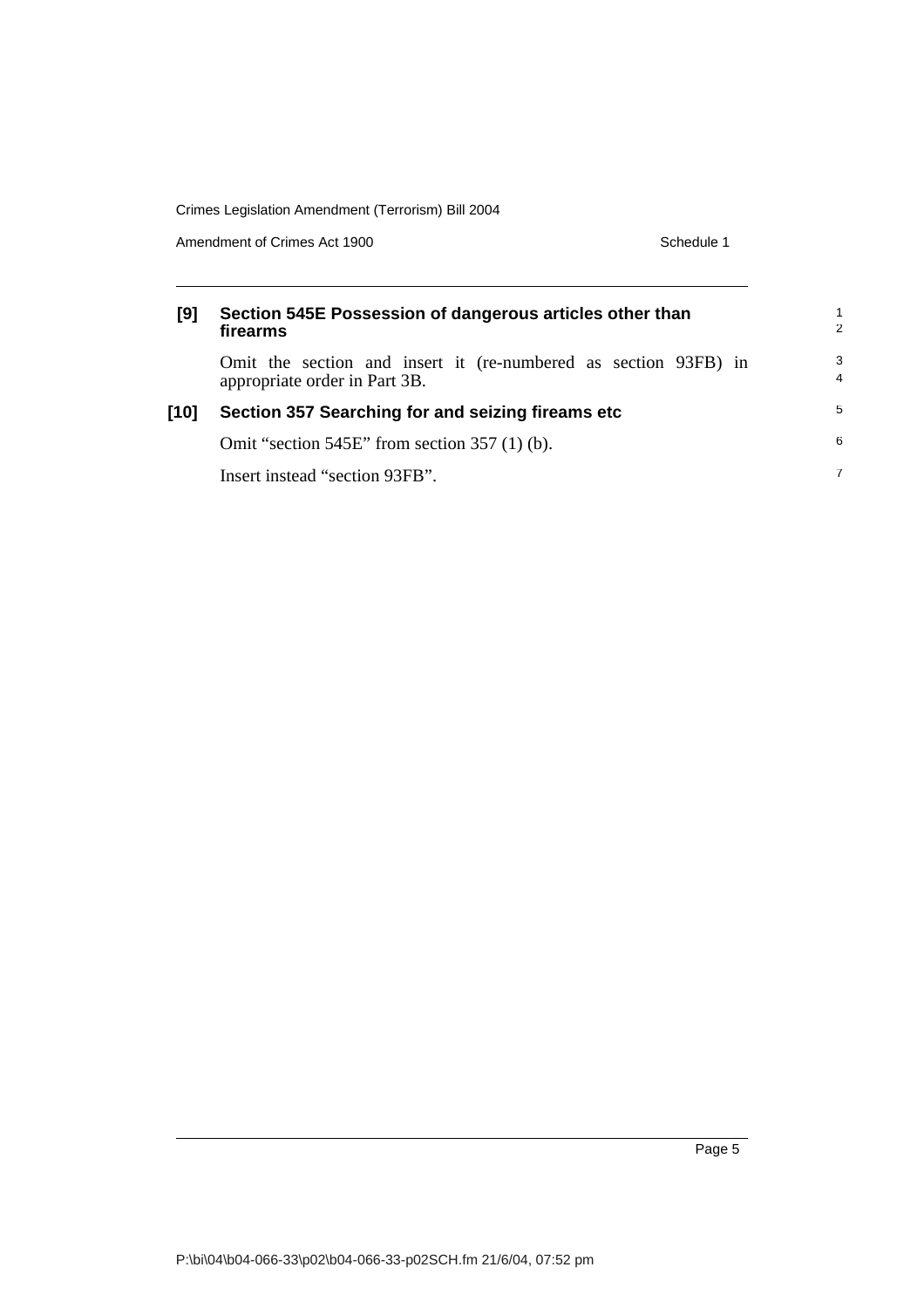**[9] Section 545E Possession of dangerous articles other than firearms**

Omit the section and insert it (re-numbered as section 93FB) in appropriate order in Part 3B.

**[10] Section 357 Searching for and seizing fireams etc**

Omit "section 545E" from section 357 (1) (b).

Insert instead "section 93FB".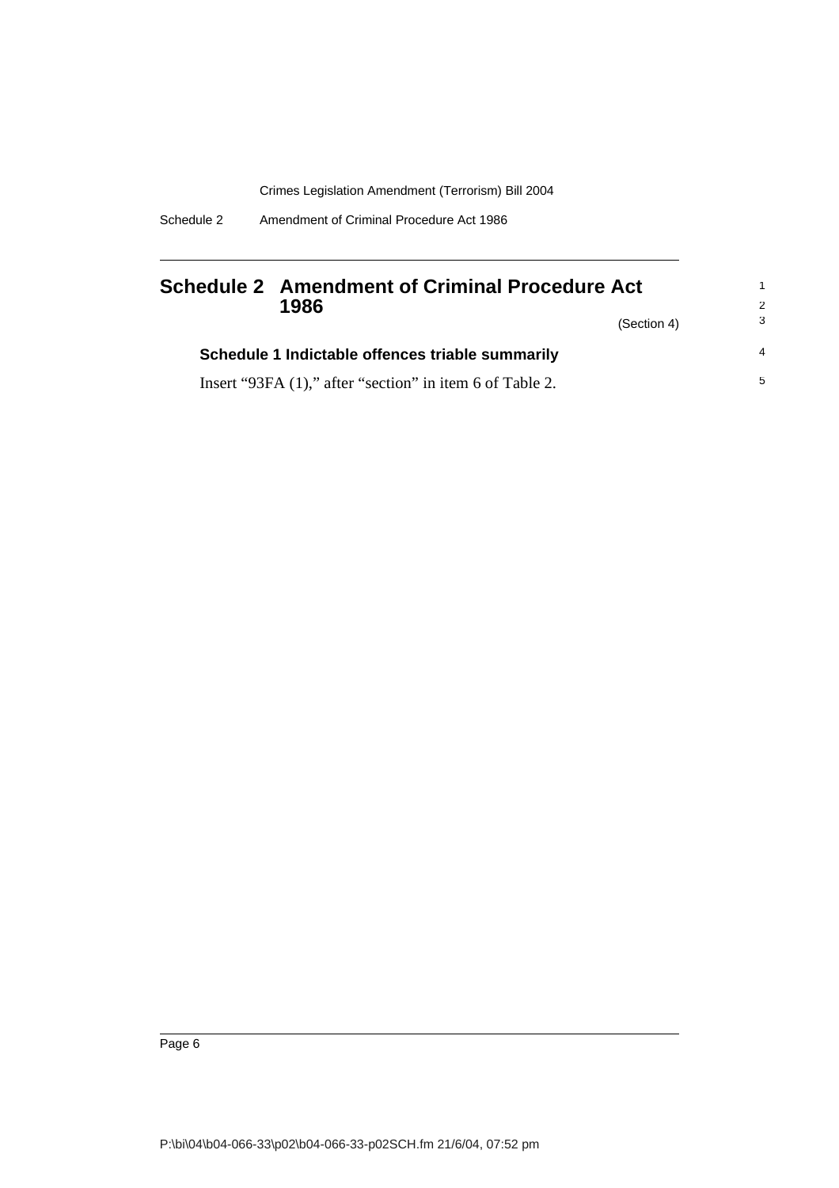# Schedule 2 Amendment of Criminal Procedure Act 1986

(Section 4)

### Schedule 1 Indictable offences triable summarily

Insert "93FA (1)," after "section" in item 6 of Table 2.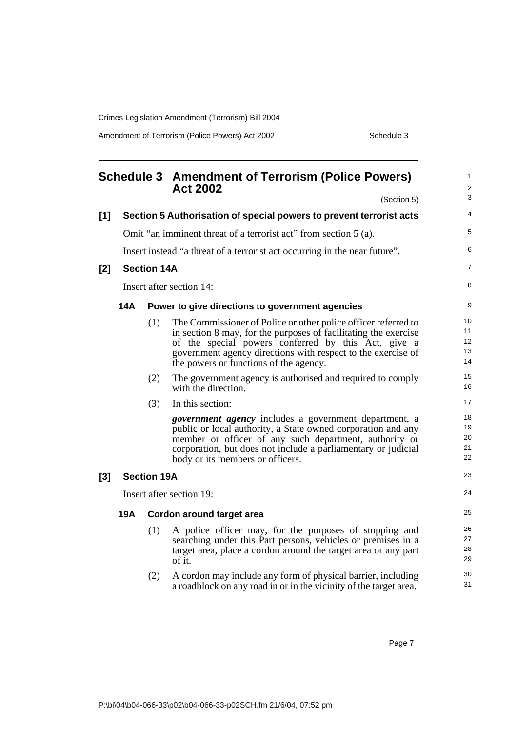# Schedule 3 Amendment of Terrorism (Police Powers) Act 2002

(Section 5)

## [1] Section 5 Authorisation of special powers to prevent terrorist acts

Omit "an imminent threat of a terrorist act" from section 5 (a).

Insert instead "a threat of a terrorist act occurring in the near future".

## [2] Section 14A

Insert after section 14:

### 14A Power to give directions to government agencies

(1) The Commissioner of Police or other police officer referred to in section 8 may, for the purposes of facilitating the exercise of the special powers conferred by this Act, give a government agency directions with respect to the exercise of the powers or functions of the agency.

(2) The government agency is authorised and required to comply with the direction.

(3) In this section:

***government agency*** includes a government department, a public or local authority, a State owned corporation and any member or officer of any such department, authority or corporation, but does not include a parliamentary or judicial body or its members or officers.

## [3] Section 19A

Insert after section 19:

### 19A Cordon around target area

(1) A police officer may, for the purposes of stopping and searching under this Part persons, vehicles or premises in a target area, place a cordon around the target area or any part of it.

(2) A cordon may include any form of physical barrier, including a roadblock on any road in or in the vicinity of the target area.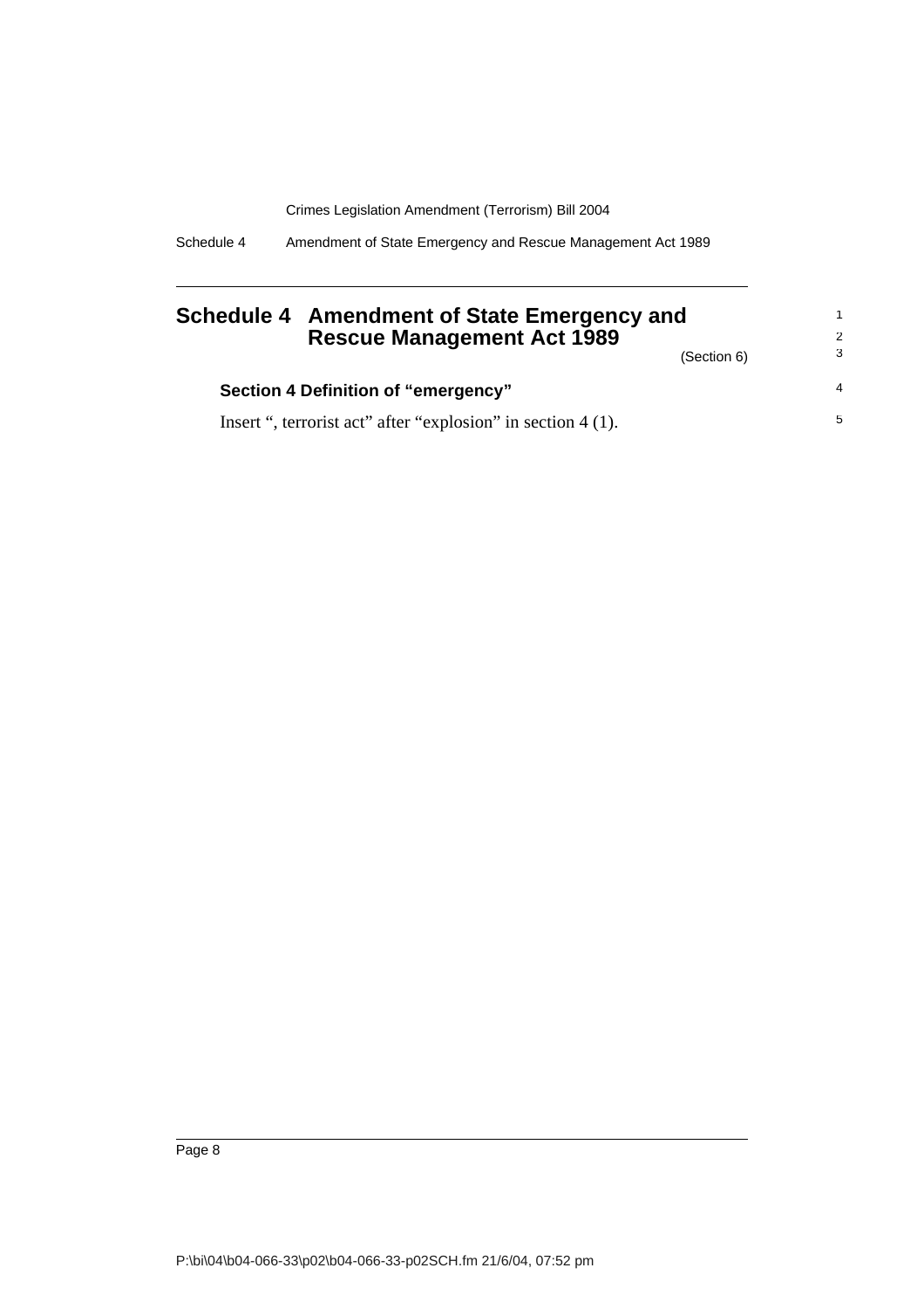# Schedule 4 Amendment of State Emergency and Rescue Management Act 1989

(Section 6)

### Section 4 Definition of "emergency"

Insert ", terrorist act" after "explosion" in section 4 (1).